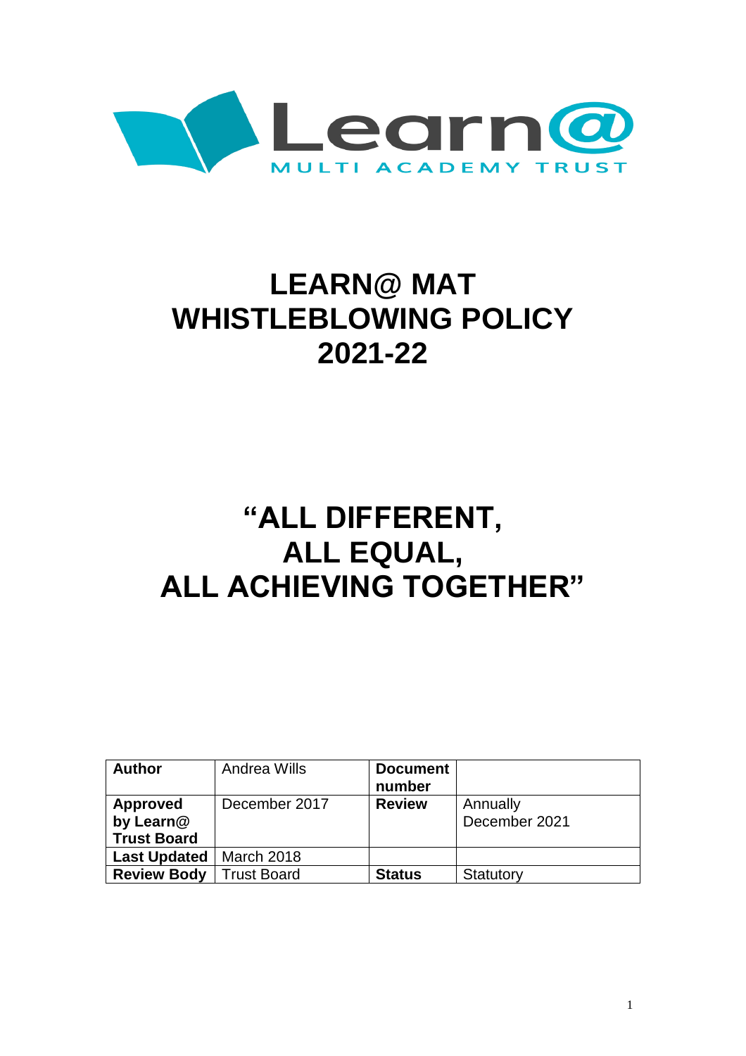Learn@ MULTI ACADEMY TRUST

# LEARN@ MAT WHISTLEBLOWING POLICY 2021-22

# "ALL DIFFERENT, ALL EQUAL, ALL ACHIEVING TOGETHER"

| **Author** | Andrea Wills | **Document number** | |
|---|---|---|---|
| **Approved by Learn@ Trust Board** | December 2017 | **Review** | Annually December 2021 |
| **Last Updated** | March 2018 | | |
| **Review Body** | Trust Board | **Status** | Statutory |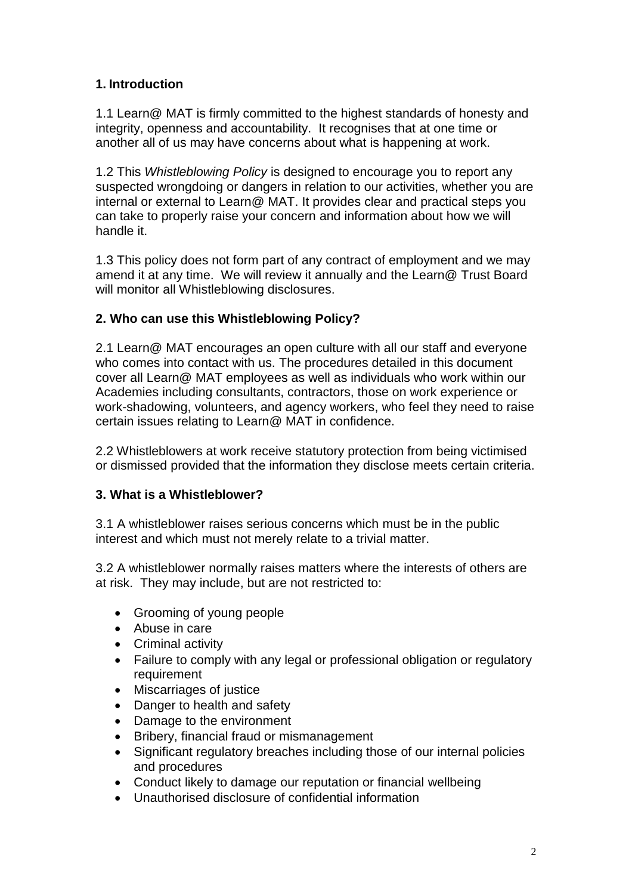## 1. Introduction

1.1 Learn@ MAT is firmly committed to the highest standards of honesty and integrity, openness and accountability. It recognises that at one time or another all of us may have concerns about what is happening at work.

1.2 This *Whistleblowing Policy* is designed to encourage you to report any suspected wrongdoing or dangers in relation to our activities, whether you are internal or external to Learn@ MAT. It provides clear and practical steps you can take to properly raise your concern and information about how we will handle it.

1.3 This policy does not form part of any contract of employment and we may amend it at any time. We will review it annually and the Learn@ Trust Board will monitor all Whistleblowing disclosures.

## 2. Who can use this Whistleblowing Policy?

2.1 Learn@ MAT encourages an open culture with all our staff and everyone who comes into contact with us. The procedures detailed in this document cover all Learn@ MAT employees as well as individuals who work within our Academies including consultants, contractors, those on work experience or work-shadowing, volunteers, and agency workers, who feel they need to raise certain issues relating to Learn@ MAT in confidence.

2.2 Whistleblowers at work receive statutory protection from being victimised or dismissed provided that the information they disclose meets certain criteria.

## 3. What is a Whistleblower?

3.1 A whistleblower raises serious concerns which must be in the public interest and which must not merely relate to a trivial matter.

3.2 A whistleblower normally raises matters where the interests of others are at risk. They may include, but are not restricted to:

- Grooming of young people
- Abuse in care
- Criminal activity
- Failure to comply with any legal or professional obligation or regulatory requirement
- Miscarriages of justice
- Danger to health and safety
- Damage to the environment
- Bribery, financial fraud or mismanagement
- Significant regulatory breaches including those of our internal policies and procedures
- Conduct likely to damage our reputation or financial wellbeing
- Unauthorised disclosure of confidential information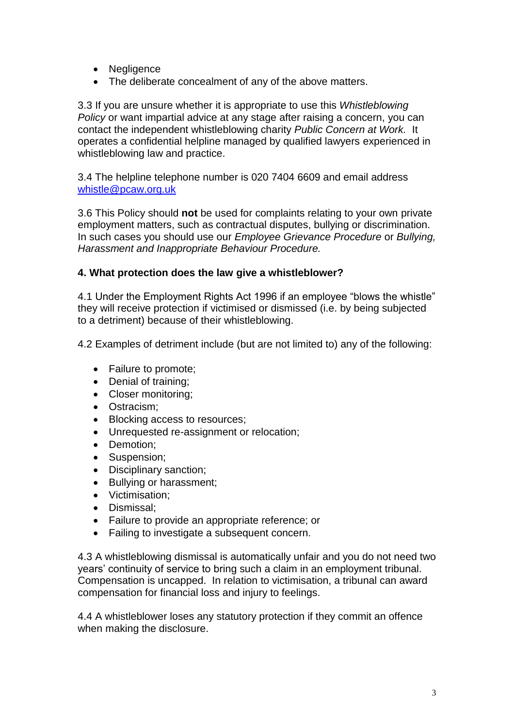- Negligence
- The deliberate concealment of any of the above matters.

3.3 If you are unsure whether it is appropriate to use this *Whistleblowing Policy* or want impartial advice at any stage after raising a concern, you can contact the independent whistleblowing charity *Public Concern at Work.* It operates a confidential helpline managed by qualified lawyers experienced in whistleblowing law and practice.

3.4 The helpline telephone number is 020 7404 6609 and email address [whistle@pcaw.org.uk](mailto:whistle@pcaw.org.uk)

3.6 This Policy should **not** be used for complaints relating to your own private employment matters, such as contractual disputes, bullying or discrimination. In such cases you should use our *Employee Grievance Procedure* or *Bullying, Harassment and Inappropriate Behaviour Procedure.*

**4. What protection does the law give a whistleblower?**

4.1 Under the Employment Rights Act 1996 if an employee "blows the whistle" they will receive protection if victimised or dismissed (i.e. by being subjected to a detriment) because of their whistleblowing.

4.2 Examples of detriment include (but are not limited to) any of the following:

- Failure to promote;
- Denial of training;
- Closer monitoring;
- Ostracism;
- Blocking access to resources;
- Unrequested re-assignment or relocation;
- Demotion;
- Suspension;
- Disciplinary sanction;
- Bullying or harassment;
- Victimisation;
- Dismissal;
- Failure to provide an appropriate reference; or
- Failing to investigate a subsequent concern.

4.3 A whistleblowing dismissal is automatically unfair and you do not need two years' continuity of service to bring such a claim in an employment tribunal. Compensation is uncapped. In relation to victimisation, a tribunal can award compensation for financial loss and injury to feelings.

4.4 A whistleblower loses any statutory protection if they commit an offence when making the disclosure.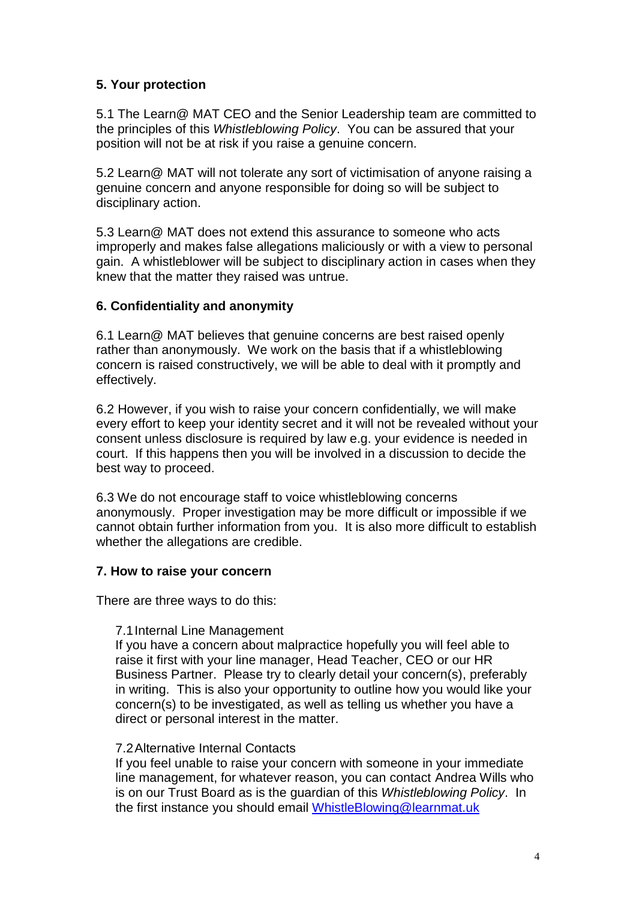## 5. Your protection

5.1 The Learn@ MAT CEO and the Senior Leadership team are committed to the principles of this *Whistleblowing Policy*. You can be assured that your position will not be at risk if you raise a genuine concern.

5.2 Learn@ MAT will not tolerate any sort of victimisation of anyone raising a genuine concern and anyone responsible for doing so will be subject to disciplinary action.

5.3 Learn@ MAT does not extend this assurance to someone who acts improperly and makes false allegations maliciously or with a view to personal gain. A whistleblower will be subject to disciplinary action in cases when they knew that the matter they raised was untrue.

## 6. Confidentiality and anonymity

6.1 Learn@ MAT believes that genuine concerns are best raised openly rather than anonymously. We work on the basis that if a whistleblowing concern is raised constructively, we will be able to deal with it promptly and effectively.

6.2 However, if you wish to raise your concern confidentially, we will make every effort to keep your identity secret and it will not be revealed without your consent unless disclosure is required by law e.g. your evidence is needed in court. If this happens then you will be involved in a discussion to decide the best way to proceed.

6.3 We do not encourage staff to voice whistleblowing concerns anonymously. Proper investigation may be more difficult or impossible if we cannot obtain further information from you. It is also more difficult to establish whether the allegations are credible.

## 7. How to raise your concern

There are three ways to do this:

7.1 Internal Line Management
If you have a concern about malpractice hopefully you will feel able to raise it first with your line manager, Head Teacher, CEO or our HR Business Partner. Please try to clearly detail your concern(s), preferably in writing. This is also your opportunity to outline how you would like your concern(s) to be investigated, as well as telling us whether you have a direct or personal interest in the matter.

7.2 Alternative Internal Contacts
If you feel unable to raise your concern with someone in your immediate line management, for whatever reason, you can contact Andrea Wills who is on our Trust Board as is the guardian of this *Whistleblowing Policy*. In the first instance you should email WhistleBlowing@learnmat.uk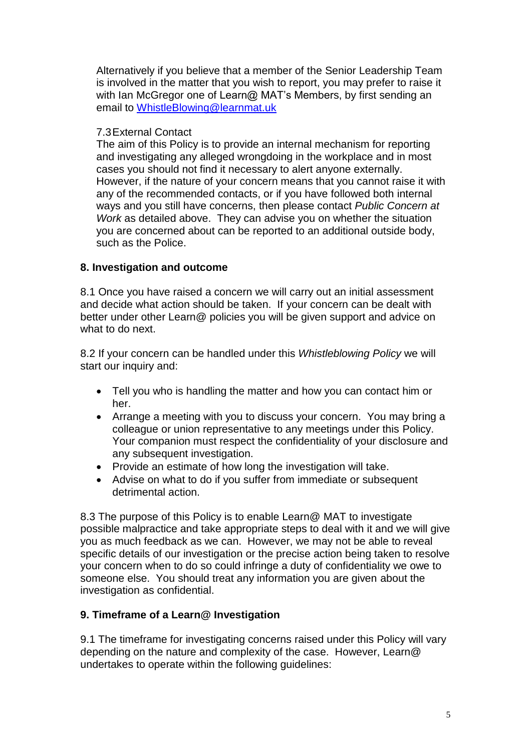Alternatively if you believe that a member of the Senior Leadership Team is involved in the matter that you wish to report, you may prefer to raise it with Ian McGregor one of Learn@ MAT's Members, by first sending an email to [WhistleBlowing@learnmat.uk](mailto:WhistleBlowing@learnmat.uk)

7.3 External Contact

The aim of this Policy is to provide an internal mechanism for reporting and investigating any alleged wrongdoing in the workplace and in most cases you should not find it necessary to alert anyone externally. However, if the nature of your concern means that you cannot raise it with any of the recommended contacts, or if you have followed both internal ways and you still have concerns, then please contact *Public Concern at Work* as detailed above. They can advise you on whether the situation you are concerned about can be reported to an additional outside body, such as the Police.

**8. Investigation and outcome**

8.1 Once you have raised a concern we will carry out an initial assessment and decide what action should be taken. If your concern can be dealt with better under other Learn@ policies you will be given support and advice on what to do next.

8.2 If your concern can be handled under this *Whistleblowing Policy* we will start our inquiry and:

- Tell you who is handling the matter and how you can contact him or her.
- Arrange a meeting with you to discuss your concern. You may bring a colleague or union representative to any meetings under this Policy. Your companion must respect the confidentiality of your disclosure and any subsequent investigation.
- Provide an estimate of how long the investigation will take.
- Advise on what to do if you suffer from immediate or subsequent detrimental action.

8.3 The purpose of this Policy is to enable Learn@ MAT to investigate possible malpractice and take appropriate steps to deal with it and we will give you as much feedback as we can. However, we may not be able to reveal specific details of our investigation or the precise action being taken to resolve your concern when to do so could infringe a duty of confidentiality we owe to someone else. You should treat any information you are given about the investigation as confidential.

**9. Timeframe of a Learn@ Investigation**

9.1 The timeframe for investigating concerns raised under this Policy will vary depending on the nature and complexity of the case. However, Learn@ undertakes to operate within the following guidelines: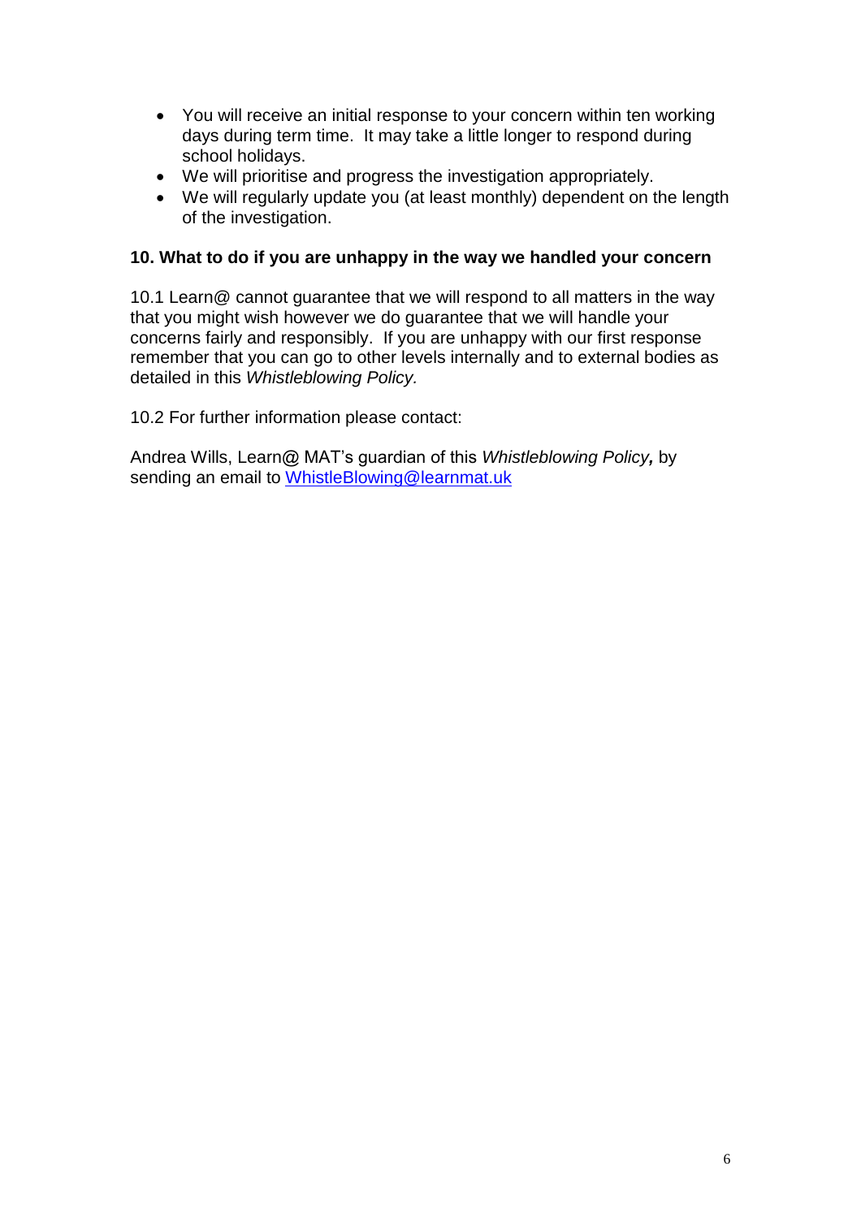- You will receive an initial response to your concern within ten working days during term time. It may take a little longer to respond during school holidays.
- We will prioritise and progress the investigation appropriately.
- We will regularly update you (at least monthly) dependent on the length of the investigation.

**10. What to do if you are unhappy in the way we handled your concern**

10.1 Learn@ cannot guarantee that we will respond to all matters in the way that you might wish however we do guarantee that we will handle your concerns fairly and responsibly. If you are unhappy with our first response remember that you can go to other levels internally and to external bodies as detailed in this *Whistleblowing Policy.*

10.2 For further information please contact:

Andrea Wills, Learn@ MAT's guardian of this *Whistleblowing Policy*, by sending an email to WhistleBlowing@learnmat.uk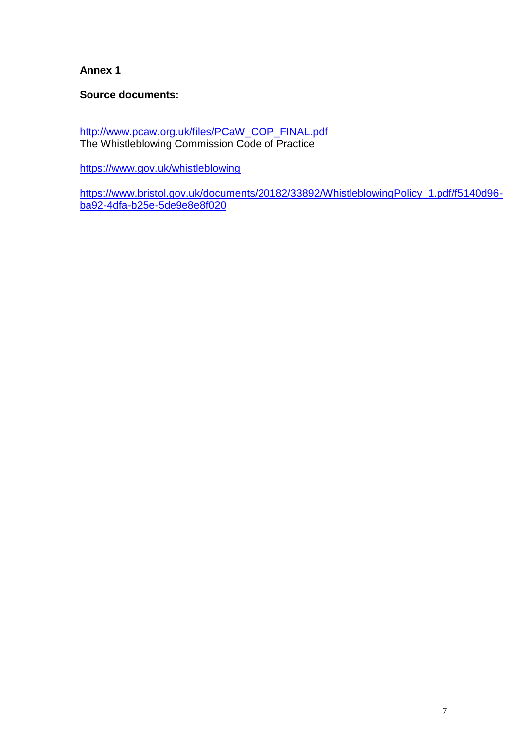**Annex 1**

**Source documents:**

http://www.pcaw.org.uk/files/PCaW_COP_FINAL.pdf
The Whistleblowing Commission Code of Practice

https://www.gov.uk/whistleblowing

https://www.bristol.gov.uk/documents/20182/33892/WhistleblowingPolicy_1.pdf/f5140d96-ba92-4dfa-b25e-5de9e8e8f020